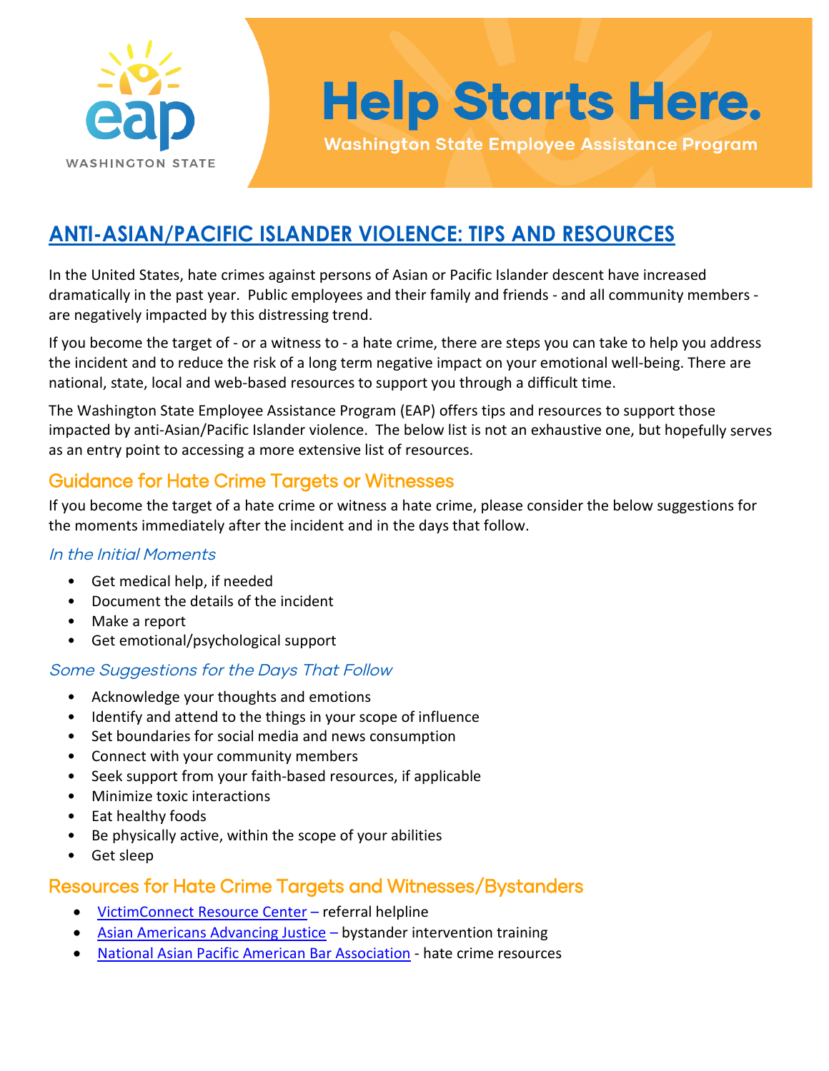# Help Starts Here.

Washington State Employee Assistance Program

## ANTI-ASIAN/PACIFIC ISLANDER VIOLENCE: TIPS AND RESOURCES

In the United States, hate crimes against persons of Asian or Pacific Islander descent have increased dramatically in the past year. Public employees and their family and friends - and all community members - are negatively impacted by this distressing trend.

If you become the target of - or a witness to - a hate crime, there are steps you can take to help you address the incident and to reduce the risk of a long term negative impact on your emotional well-being. There are national, state, local and web-based resources to support you through a difficult time.

The Washington State Employee Assistance Program (EAP) offers tips and resources to support those impacted by anti-Asian/Pacific Islander violence. The below list is not an exhaustive one, but hopefully serves as an entry point to accessing a more extensive list of resources.

### Guidance for Hate Crime Targets or Witnesses

If you become the target of a hate crime or witness a hate crime, please consider the below suggestions for the moments immediately after the incident and in the days that follow.

#### *In the Initial Moments*

- Get medical help, if needed
- Document the details of the incident
- Make a report
- Get emotional/psychological support

#### *Some Suggestions for the Days That Follow*

- Acknowledge your thoughts and emotions
- Identify and attend to the things in your scope of influence
- Set boundaries for social media and news consumption
- Connect with your community members
- Seek support from your faith-based resources, if applicable
- Minimize toxic interactions
- Eat healthy foods
- Be physically active, within the scope of your abilities
- Get sleep

### Resources for Hate Crime Targets and Witnesses/Bystanders

- VictimConnect Resource Center – referral helpline
- Asian Americans Advancing Justice – bystander intervention training
- National Asian Pacific American Bar Association - hate crime resources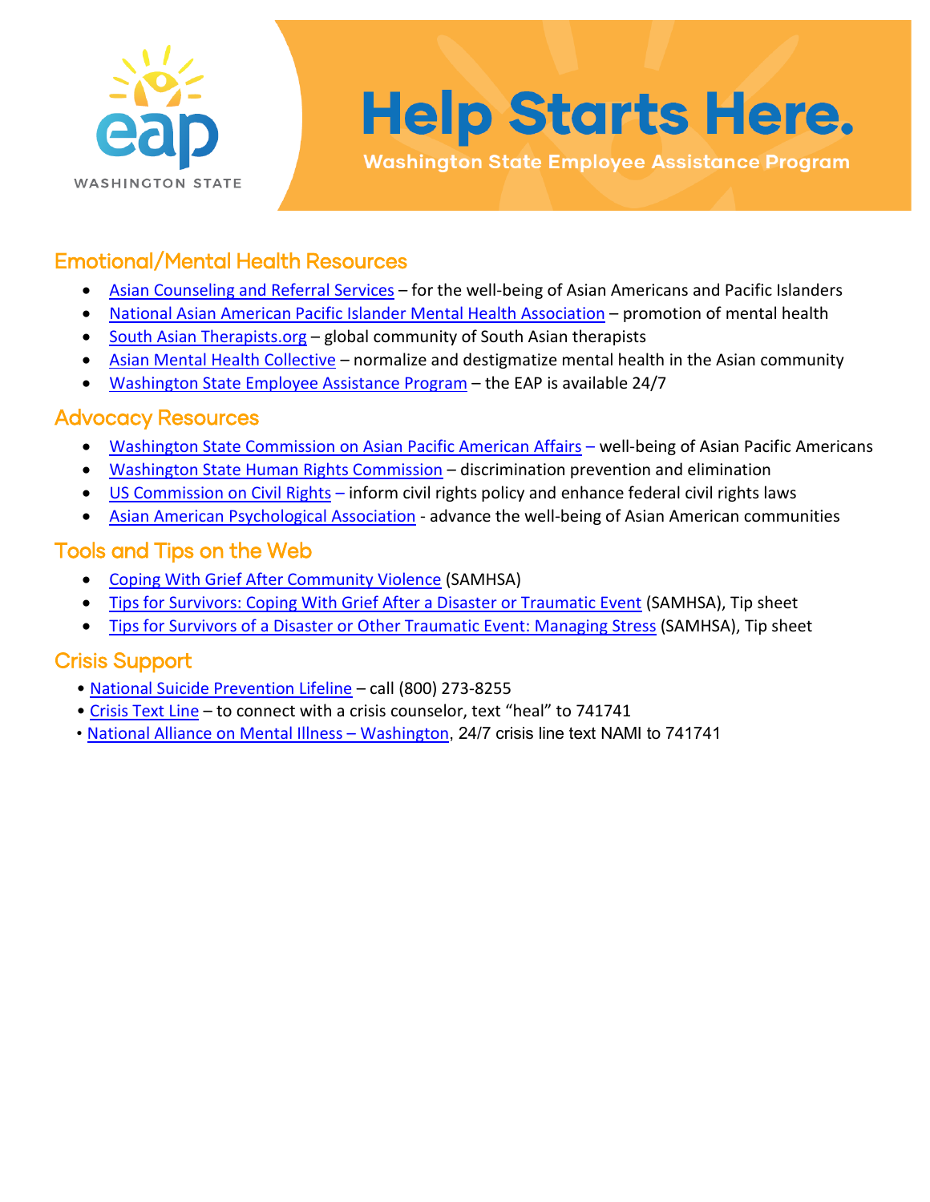# Help Starts Here.

**Washington State Employee Assistance Program**

## Emotional/Mental Health Resources

- Asian Counseling and Referral Services – for the well-being of Asian Americans and Pacific Islanders
- National Asian American Pacific Islander Mental Health Association – promotion of mental health
- South Asian Therapists.org – global community of South Asian therapists
- Asian Mental Health Collective – normalize and destigmatize mental health in the Asian community
- Washington State Employee Assistance Program – the EAP is available 24/7

## Advocacy Resources

- Washington State Commission on Asian Pacific American Affairs – well-being of Asian Pacific Americans
- Washington State Human Rights Commission – discrimination prevention and elimination
- US Commission on Civil Rights – inform civil rights policy and enhance federal civil rights laws
- Asian American Psychological Association - advance the well-being of Asian American communities

## Tools and Tips on the Web

- Coping With Grief After Community Violence (SAMHSA)
- Tips for Survivors: Coping With Grief After a Disaster or Traumatic Event (SAMHSA), Tip sheet
- Tips for Survivors of a Disaster or Other Traumatic Event: Managing Stress (SAMHSA), Tip sheet

## Crisis Support

- National Suicide Prevention Lifeline – call (800) 273-8255
- Crisis Text Line – to connect with a crisis counselor, text "heal" to 741741
- National Alliance on Mental Illness – Washington, 24/7 crisis line text NAMI to 741741